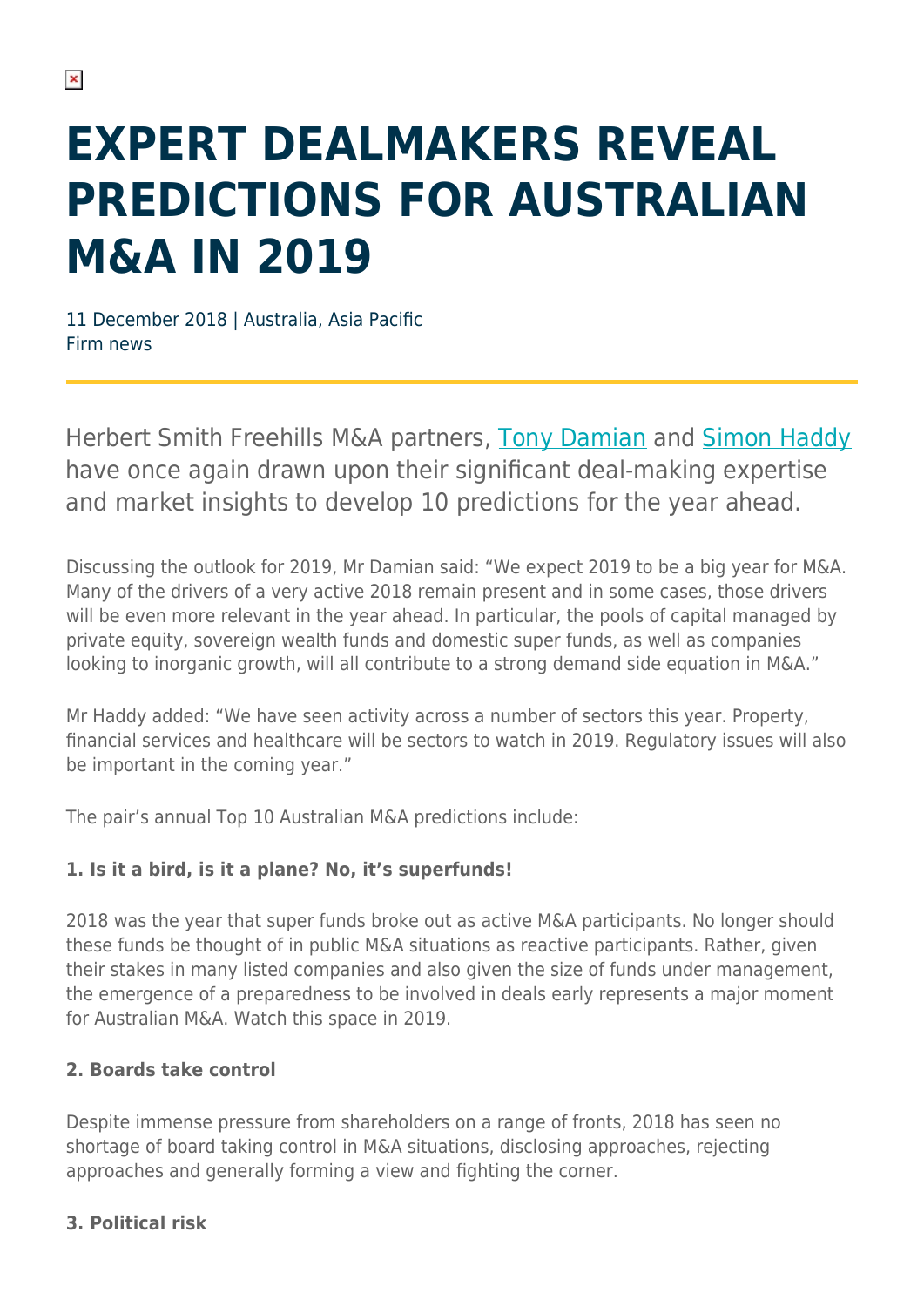# EXPERT DEALMAKERS REVEAL PREDICTIONS FOR AUSTRALIAN M&A IN 2019

11 December 2018 | Australia, Asia Pacific
Firm news

Herbert Smith Freehills M&A partners, Tony Damian and Simon Haddy have once again drawn upon their significant deal-making expertise and market insights to develop 10 predictions for the year ahead.

Discussing the outlook for 2019, Mr Damian said: "We expect 2019 to be a big year for M&A. Many of the drivers of a very active 2018 remain present and in some cases, those drivers will be even more relevant in the year ahead. In particular, the pools of capital managed by private equity, sovereign wealth funds and domestic super funds, as well as companies looking to inorganic growth, will all contribute to a strong demand side equation in M&A."

Mr Haddy added: "We have seen activity across a number of sectors this year. Property, financial services and healthcare will be sectors to watch in 2019. Regulatory issues will also be important in the coming year."

The pair's annual Top 10 Australian M&A predictions include:

**1. Is it a bird, is it a plane? No, it's superfunds!**

2018 was the year that super funds broke out as active M&A participants. No longer should these funds be thought of in public M&A situations as reactive participants. Rather, given their stakes in many listed companies and also given the size of funds under management, the emergence of a preparedness to be involved in deals early represents a major moment for Australian M&A. Watch this space in 2019.

**2. Boards take control**

Despite immense pressure from shareholders on a range of fronts, 2018 has seen no shortage of board taking control in M&A situations, disclosing approaches, rejecting approaches and generally forming a view and fighting the corner.

**3. Political risk**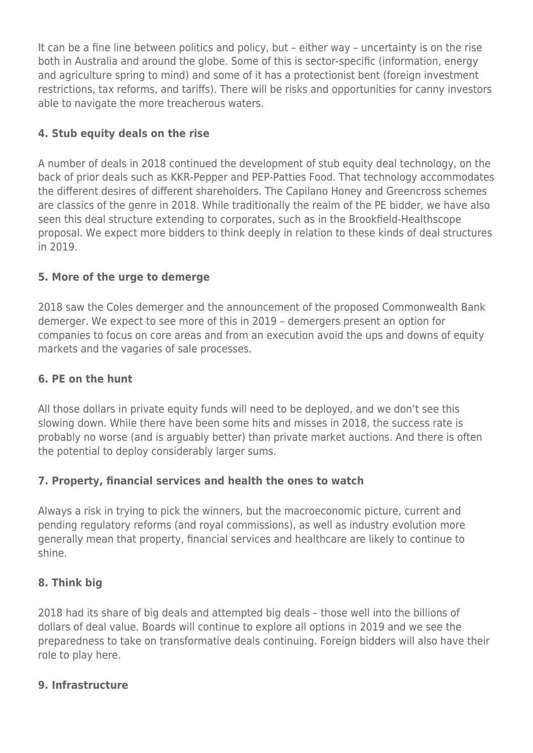It can be a fine line between politics and policy, but – either way – uncertainty is on the rise both in Australia and around the globe. Some of this is sector-specific (information, energy and agriculture spring to mind) and some of it has a protectionist bent (foreign investment restrictions, tax reforms, and tariffs). There will be risks and opportunities for canny investors able to navigate the more treacherous waters.

#### 4. Stub equity deals on the rise

A number of deals in 2018 continued the development of stub equity deal technology, on the back of prior deals such as KKR-Pepper and PEP-Patties Food. That technology accommodates the different desires of different shareholders. The Capilano Honey and Greencross schemes are classics of the genre in 2018. While traditionally the realm of the PE bidder, we have also seen this deal structure extending to corporates, such as in the Brookfield-Healthscope proposal. We expect more bidders to think deeply in relation to these kinds of deal structures in 2019.

#### 5. More of the urge to demerge

2018 saw the Coles demerger and the announcement of the proposed Commonwealth Bank demerger. We expect to see more of this in 2019 – demergers present an option for companies to focus on core areas and from an execution avoid the ups and downs of equity markets and the vagaries of sale processes.

#### 6. PE on the hunt

All those dollars in private equity funds will need to be deployed, and we don't see this slowing down. While there have been some hits and misses in 2018, the success rate is probably no worse (and is arguably better) than private market auctions. And there is often the potential to deploy considerably larger sums.

#### 7. Property, financial services and health the ones to watch

Always a risk in trying to pick the winners, but the macroeconomic picture, current and pending regulatory reforms (and royal commissions), as well as industry evolution more generally mean that property, financial services and healthcare are likely to continue to shine.

#### 8. Think big

2018 had its share of big deals and attempted big deals – those well into the billions of dollars of deal value. Boards will continue to explore all options in 2019 and we see the preparedness to take on transformative deals continuing. Foreign bidders will also have their role to play here.

#### 9. Infrastructure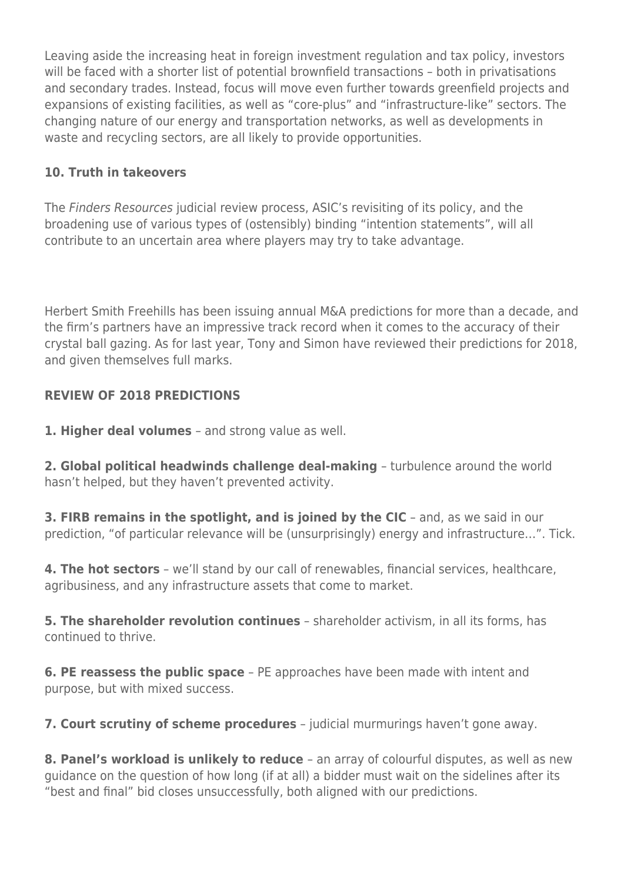Leaving aside the increasing heat in foreign investment regulation and tax policy, investors will be faced with a shorter list of potential brownfield transactions – both in privatisations and secondary trades. Instead, focus will move even further towards greenfield projects and expansions of existing facilities, as well as "core-plus" and "infrastructure-like" sectors. The changing nature of our energy and transportation networks, as well as developments in waste and recycling sectors, are all likely to provide opportunities.

### 10. Truth in takeovers

The *Finders Resources* judicial review process, ASIC's revisiting of its policy, and the broadening use of various types of (ostensibly) binding "intention statements", will all contribute to an uncertain area where players may try to take advantage.

Herbert Smith Freehills has been issuing annual M&A predictions for more than a decade, and the firm's partners have an impressive track record when it comes to the accuracy of their crystal ball gazing. As for last year, Tony and Simon have reviewed their predictions for 2018, and given themselves full marks.

### REVIEW OF 2018 PREDICTIONS

**1. Higher deal volumes** – and strong value as well.

**2. Global political headwinds challenge deal-making** – turbulence around the world hasn't helped, but they haven't prevented activity.

**3. FIRB remains in the spotlight, and is joined by the CIC** – and, as we said in our prediction, "of particular relevance will be (unsurprisingly) energy and infrastructure…". Tick.

**4. The hot sectors** – we'll stand by our call of renewables, financial services, healthcare, agribusiness, and any infrastructure assets that come to market.

**5. The shareholder revolution continues** – shareholder activism, in all its forms, has continued to thrive.

**6. PE reassess the public space** – PE approaches have been made with intent and purpose, but with mixed success.

**7. Court scrutiny of scheme procedures** – judicial murmurings haven't gone away.

**8. Panel's workload is unlikely to reduce** – an array of colourful disputes, as well as new guidance on the question of how long (if at all) a bidder must wait on the sidelines after its "best and final" bid closes unsuccessfully, both aligned with our predictions.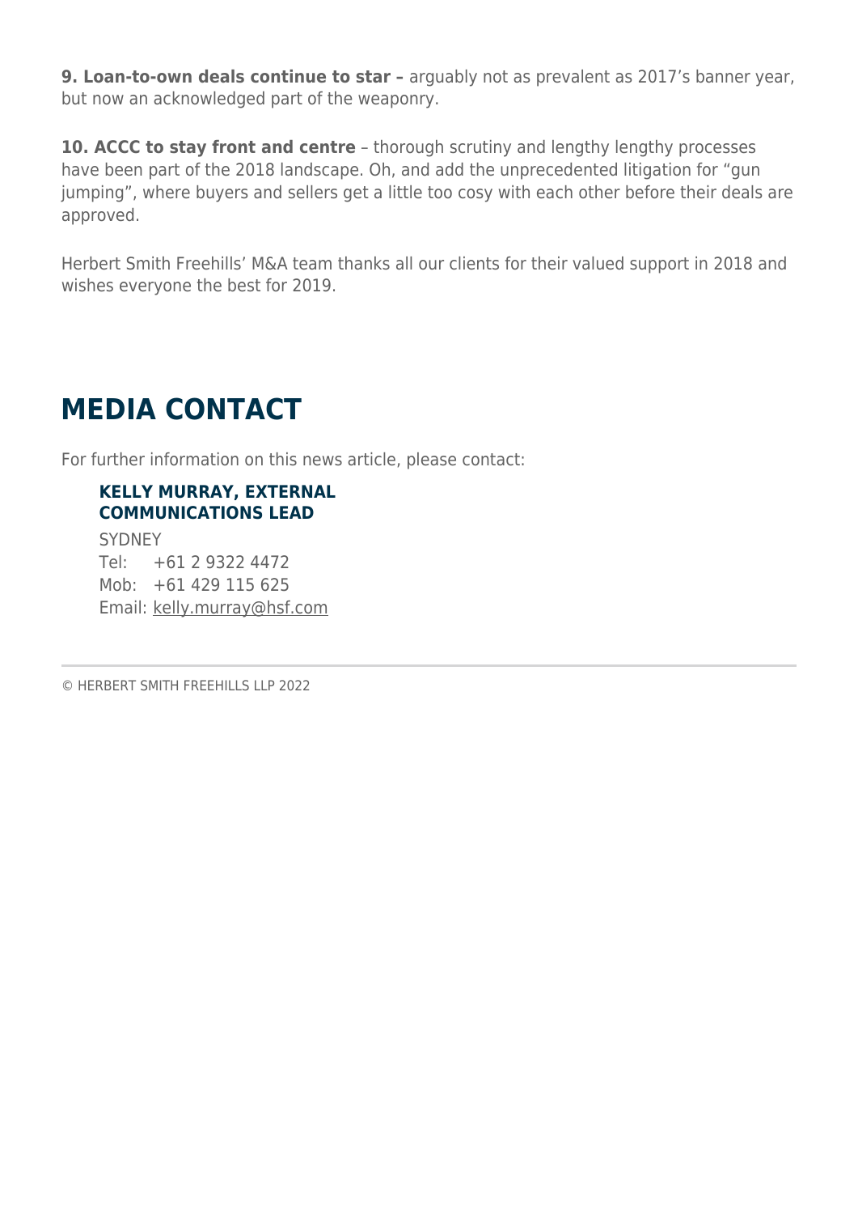**9. Loan-to-own deals continue to star –** arguably not as prevalent as 2017's banner year, but now an acknowledged part of the weaponry.

**10. ACCC to stay front and centre** – thorough scrutiny and lengthy lengthy processes have been part of the 2018 landscape. Oh, and add the unprecedented litigation for "gun jumping", where buyers and sellers get a little too cosy with each other before their deals are approved.

Herbert Smith Freehills' M&A team thanks all our clients for their valued support in 2018 and wishes everyone the best for 2019.

## MEDIA CONTACT

For further information on this news article, please contact:

**KELLY MURRAY, EXTERNAL COMMUNICATIONS LEAD**

SYDNEY
Tel: +61 2 9322 4472
Mob: +61 429 115 625
Email: kelly.murray@hsf.com

© HERBERT SMITH FREEHILLS LLP 2022